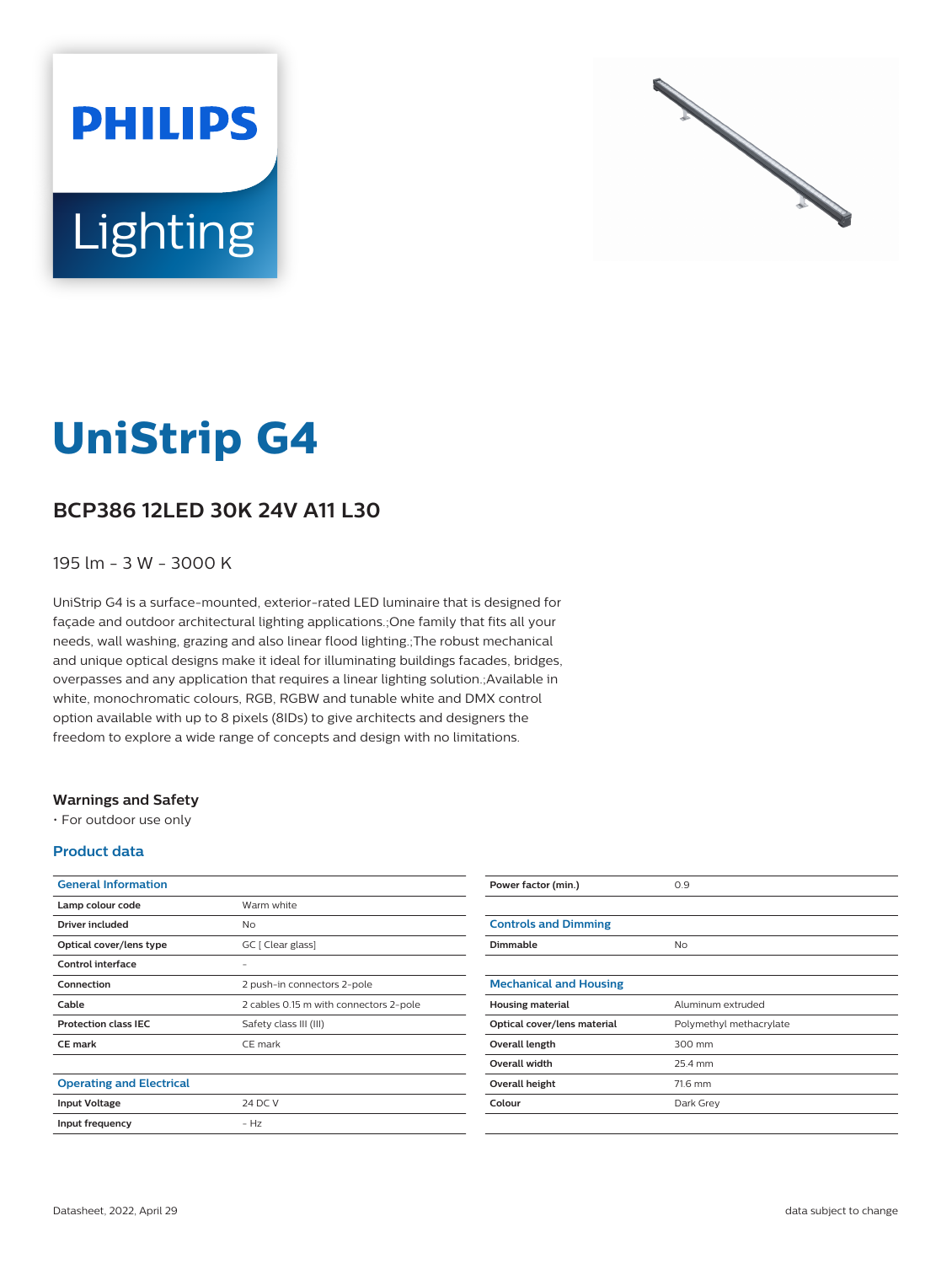# UniStrip G4

## BCP386 12LED 30K 24V A11 L30

195 lm - 3 W - 3000 K

UniStrip G4 is a surface-mounted, exterior-rated LED luminaire that is designed for façade and outdoor architectural lighting applications.;One family that fits all your needs, wall washing, grazing and also linear flood lighting.;The robust mechanical and unique optical designs make it ideal for illuminating buildings facades, bridges, overpasses and any application that requires a linear lighting solution.;Available in white, monochromatic colours, RGB, RGBW and tunable white and DMX control option available with up to 8 pixels (8IDs) to give architects and designers the freedom to explore a wide range of concepts and design with no limitations.

### Warnings and Safety

- For outdoor use only

### Product data

| General Information | |
|---|---|
| Lamp colour code | Warm white |
| Driver included | No |
| Optical cover/lens type | GC [ Clear glass] |
| Control interface | - |
| Connection | 2 push-in connectors 2-pole |
| Cable | 2 cables 0.15 m with connectors 2-pole |
| Protection class IEC | Safety class III (III) |
| CE mark | CE mark |

| Operating and Electrical | |
|---|---|
| Input Voltage | 24 DC V |
| Input frequency | - Hz |
| Power factor (min.) | 0.9 |

| Controls and Dimming | |
|---|---|
| Dimmable | No |

| Mechanical and Housing | |
|---|---|
| Housing material | Aluminum extruded |
| Optical cover/lens material | Polymethyl methacrylate |
| Overall length | 300 mm |
| Overall width | 25.4 mm |
| Overall height | 71.6 mm |
| Colour | Dark Grey |

Datasheet, 2022, April 29

data subject to change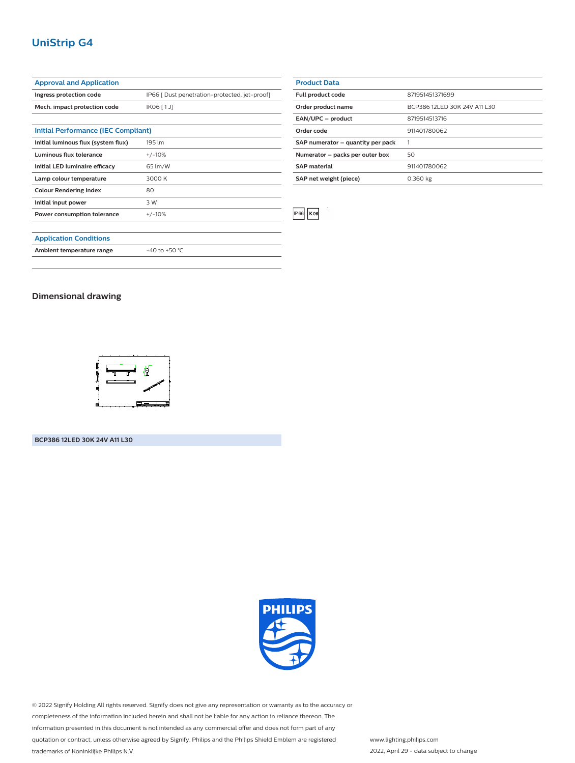## UniStrip G4

| Approval and Application | |
|---|---|
| Ingress protection code | IP66 [ Dust penetration-protected, jet-proof] |
| Mech. impact protection code | IK06 [ 1 J] |

| Initial Performance (IEC Compliant) | |
|---|---|
| Initial luminous flux (system flux) | 195 lm |
| Luminous flux tolerance | +/-10% |
| Initial LED luminaire efficacy | 65 lm/W |
| Lamp colour temperature | 3000 K |
| Colour Rendering Index | 80 |
| Initial input power | 3 W |
| Power consumption tolerance | +/-10% |

| Application Conditions | |
|---|---|
| Ambient temperature range | -40 to +50 °C |

| Product Data | |
|---|---|
| Full product code | 871951451371699 |
| Order product name | BCP386 12LED 30K 24V A11 L30 |
| EAN/UPC – product | 8719514513716 |
| Order code | 911401780062 |
| SAP numerator – quantity per pack | 1 |
| Numerator – packs per outer box | 50 |
| SAP material | 911401780062 |
| SAP net weight (piece) | 0.360 kg |

IP66 IK06

### Dimensional drawing

BCP386 12LED 30K 24V A11 L30

© 2022 Signify Holding All rights reserved. Signify does not give any representation or warranty as to the accuracy or completeness of the information included herein and shall not be liable for any action in reliance thereon. The information presented in this document is not intended as any commercial offer and does not form part of any quotation or contract, unless otherwise agreed by Signify. Philips and the Philips Shield Emblem are registered trademarks of Koninklijke Philips N.V.

www.lighting.philips.com

2022, April 29 - data subject to change